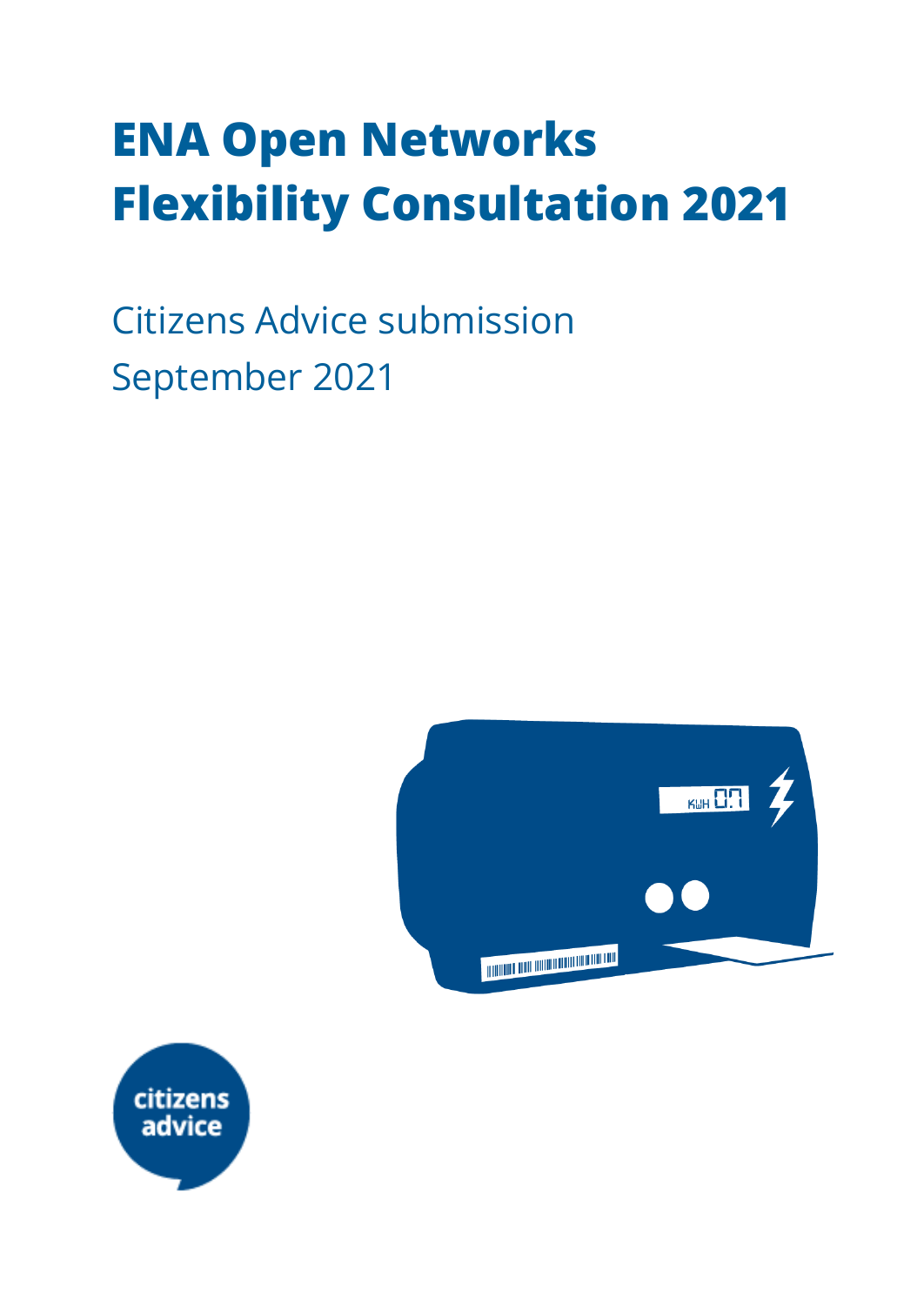# ENA Open Networks Flexibility Consultation 2021

Citizens Advice submission

September 2021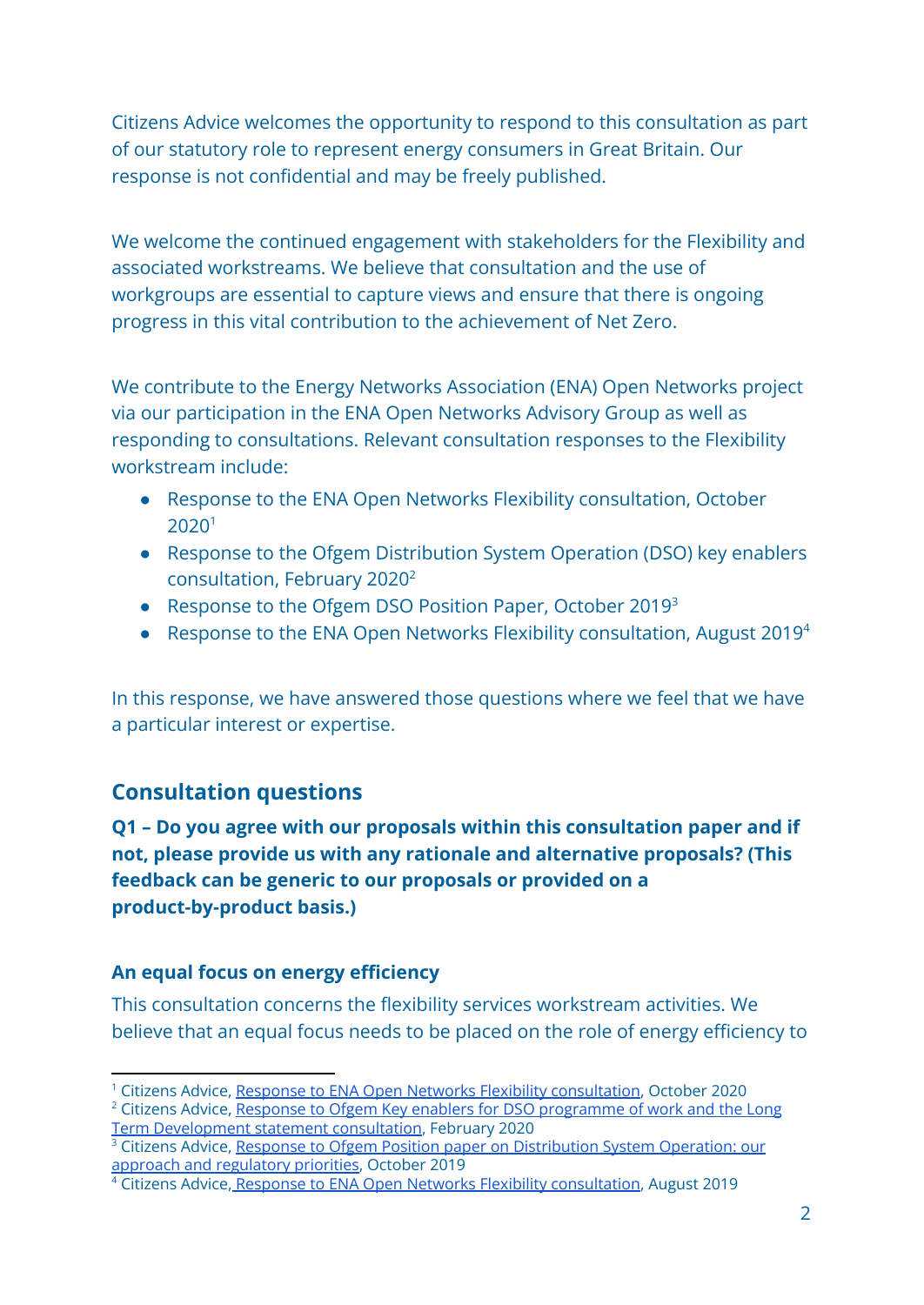Citizens Advice welcomes the opportunity to respond to this consultation as part of our statutory role to represent energy consumers in Great Britain. Our response is not confidential and may be freely published.

We welcome the continued engagement with stakeholders for the Flexibility and associated workstreams. We believe that consultation and the use of workgroups are essential to capture views and ensure that there is ongoing progress in this vital contribution to the achievement of Net Zero.

We contribute to the Energy Networks Association (ENA) Open Networks project via our participation in the ENA Open Networks Advisory Group as well as responding to consultations. Relevant consultation responses to the Flexibility workstream include:

- Response to the ENA Open Networks Flexibility consultation, October 2020[1]
- Response to the Ofgem Distribution System Operation (DSO) key enablers consultation, February 2020[2]
- Response to the Ofgem DSO Position Paper, October 2019[3]
- Response to the ENA Open Networks Flexibility consultation, August 2019[4]

In this response, we have answered those questions where we feel that we have a particular interest or expertise.

## Consultation questions

**Q1 – Do you agree with our proposals within this consultation paper and if not, please provide us with any rationale and alternative proposals? (This feedback can be generic to our proposals or provided on a product-by-product basis.)**

### An equal focus on energy efficiency

This consultation concerns the flexibility services workstream activities. We believe that an equal focus needs to be placed on the role of energy efficiency to

---

[1] Citizens Advice, Response to ENA Open Networks Flexibility consultation, October 2020

[2] Citizens Advice, Response to Ofgem Key enablers for DSO programme of work and the Long Term Development statement consultation, February 2020

[3] Citizens Advice, Response to Ofgem Position paper on Distribution System Operation: our approach and regulatory priorities, October 2019

[4] Citizens Advice, Response to ENA Open Networks Flexibility consultation, August 2019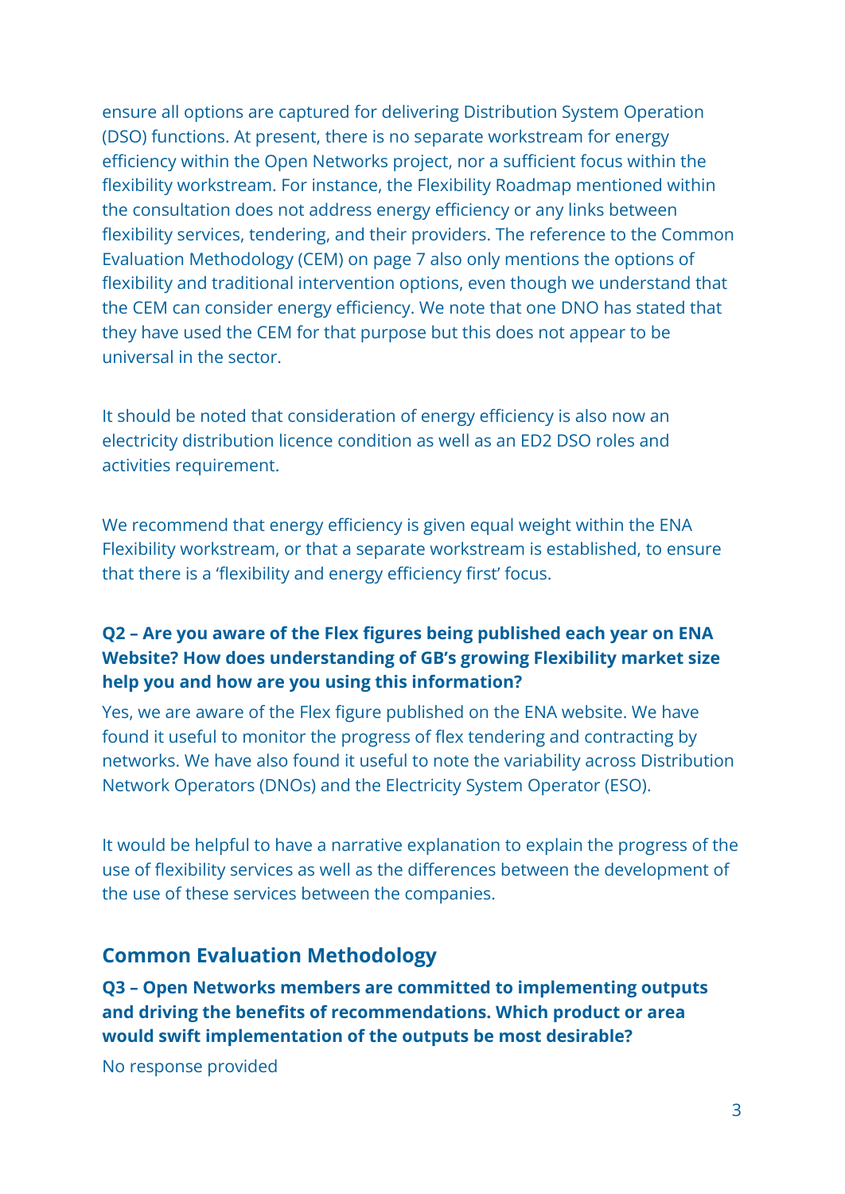ensure all options are captured for delivering Distribution System Operation (DSO) functions. At present, there is no separate workstream for energy efficiency within the Open Networks project, nor a sufficient focus within the flexibility workstream. For instance, the Flexibility Roadmap mentioned within the consultation does not address energy efficiency or any links between flexibility services, tendering, and their providers. The reference to the Common Evaluation Methodology (CEM) on page 7 also only mentions the options of flexibility and traditional intervention options, even though we understand that the CEM can consider energy efficiency. We note that one DNO has stated that they have used the CEM for that purpose but this does not appear to be universal in the sector.

It should be noted that consideration of energy efficiency is also now an electricity distribution licence condition as well as an ED2 DSO roles and activities requirement.

We recommend that energy efficiency is given equal weight within the ENA Flexibility workstream, or that a separate workstream is established, to ensure that there is a 'flexibility and energy efficiency first' focus.

**Q2 – Are you aware of the Flex figures being published each year on ENA Website? How does understanding of GB's growing Flexibility market size help you and how are you using this information?**

Yes, we are aware of the Flex figure published on the ENA website. We have found it useful to monitor the progress of flex tendering and contracting by networks. We have also found it useful to note the variability across Distribution Network Operators (DNOs) and the Electricity System Operator (ESO).

It would be helpful to have a narrative explanation to explain the progress of the use of flexibility services as well as the differences between the development of the use of these services between the companies.

## Common Evaluation Methodology

**Q3 – Open Networks members are committed to implementing outputs and driving the benefits of recommendations. Which product or area would swift implementation of the outputs be most desirable?**

No response provided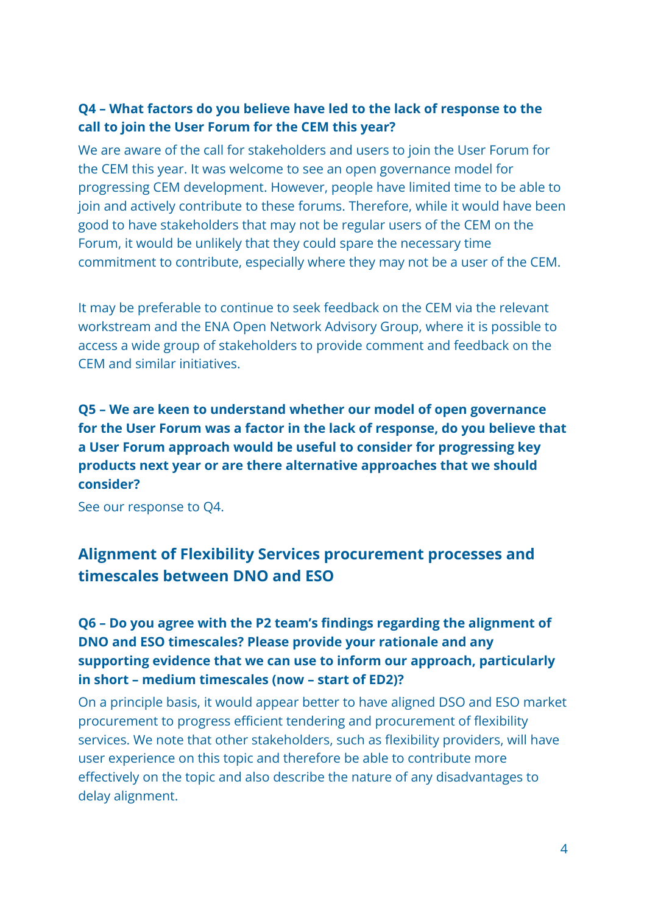**Q4 – What factors do you believe have led to the lack of response to the call to join the User Forum for the CEM this year?**

We are aware of the call for stakeholders and users to join the User Forum for the CEM this year. It was welcome to see an open governance model for progressing CEM development. However, people have limited time to be able to join and actively contribute to these forums. Therefore, while it would have been good to have stakeholders that may not be regular users of the CEM on the Forum, it would be unlikely that they could spare the necessary time commitment to contribute, especially where they may not be a user of the CEM.

It may be preferable to continue to seek feedback on the CEM via the relevant workstream and the ENA Open Network Advisory Group, where it is possible to access a wide group of stakeholders to provide comment and feedback on the CEM and similar initiatives.

**Q5 – We are keen to understand whether our model of open governance for the User Forum was a factor in the lack of response, do you believe that a User Forum approach would be useful to consider for progressing key products next year or are there alternative approaches that we should consider?**

See our response to Q4.

## Alignment of Flexibility Services procurement processes and timescales between DNO and ESO

**Q6 – Do you agree with the P2 team's findings regarding the alignment of DNO and ESO timescales? Please provide your rationale and any supporting evidence that we can use to inform our approach, particularly in short – medium timescales (now – start of ED2)?**

On a principle basis, it would appear better to have aligned DSO and ESO market procurement to progress efficient tendering and procurement of flexibility services. We note that other stakeholders, such as flexibility providers, will have user experience on this topic and therefore be able to contribute more effectively on the topic and also describe the nature of any disadvantages to delay alignment.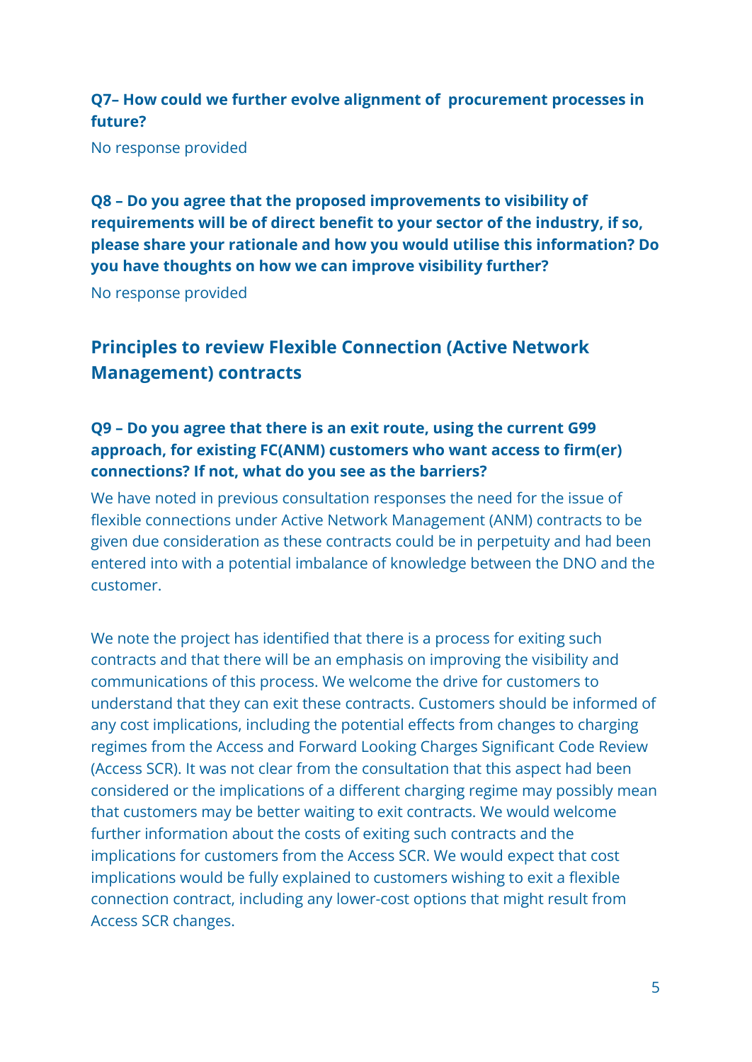**Q7– How could we further evolve alignment of procurement processes in future?**

No response provided

**Q8 – Do you agree that the proposed improvements to visibility of requirements will be of direct benefit to your sector of the industry, if so, please share your rationale and how you would utilise this information? Do you have thoughts on how we can improve visibility further?**

No response provided

## Principles to review Flexible Connection (Active Network Management) contracts

### Q9 – Do you agree that there is an exit route, using the current G99 approach, for existing FC(ANM) customers who want access to firm(er) connections? If not, what do you see as the barriers?

We have noted in previous consultation responses the need for the issue of flexible connections under Active Network Management (ANM) contracts to be given due consideration as these contracts could be in perpetuity and had been entered into with a potential imbalance of knowledge between the DNO and the customer.

We note the project has identified that there is a process for exiting such contracts and that there will be an emphasis on improving the visibility and communications of this process. We welcome the drive for customers to understand that they can exit these contracts. Customers should be informed of any cost implications, including the potential effects from changes to charging regimes from the Access and Forward Looking Charges Significant Code Review (Access SCR). It was not clear from the consultation that this aspect had been considered or the implications of a different charging regime may possibly mean that customers may be better waiting to exit contracts. We would welcome further information about the costs of exiting such contracts and the implications for customers from the Access SCR. We would expect that cost implications would be fully explained to customers wishing to exit a flexible connection contract, including any lower-cost options that might result from Access SCR changes.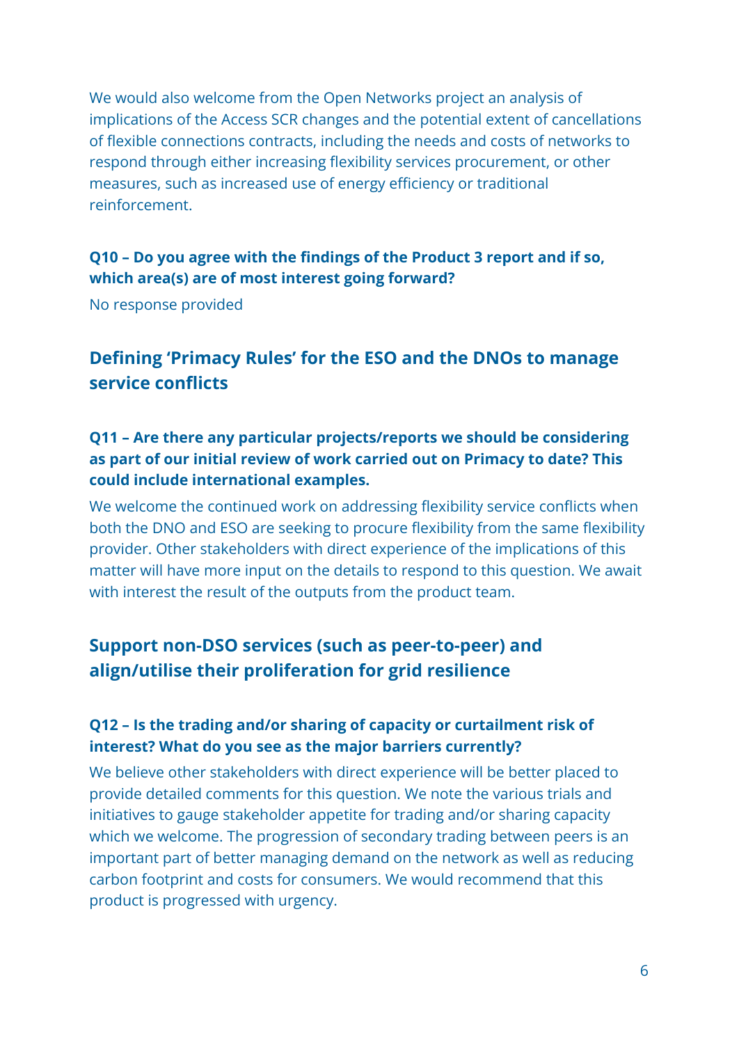We would also welcome from the Open Networks project an analysis of implications of the Access SCR changes and the potential extent of cancellations of flexible connections contracts, including the needs and costs of networks to respond through either increasing flexibility services procurement, or other measures, such as increased use of energy efficiency or traditional reinforcement.

### Q10 – Do you agree with the findings of the Product 3 report and if so, which area(s) are of most interest going forward?

No response provided

## Defining 'Primacy Rules' for the ESO and the DNOs to manage service conflicts

### Q11 – Are there any particular projects/reports we should be considering as part of our initial review of work carried out on Primacy to date? This could include international examples.

We welcome the continued work on addressing flexibility service conflicts when both the DNO and ESO are seeking to procure flexibility from the same flexibility provider. Other stakeholders with direct experience of the implications of this matter will have more input on the details to respond to this question. We await with interest the result of the outputs from the product team.

## Support non-DSO services (such as peer-to-peer) and align/utilise their proliferation for grid resilience

### Q12 – Is the trading and/or sharing of capacity or curtailment risk of interest? What do you see as the major barriers currently?

We believe other stakeholders with direct experience will be better placed to provide detailed comments for this question. We note the various trials and initiatives to gauge stakeholder appetite for trading and/or sharing capacity which we welcome. The progression of secondary trading between peers is an important part of better managing demand on the network as well as reducing carbon footprint and costs for consumers. We would recommend that this product is progressed with urgency.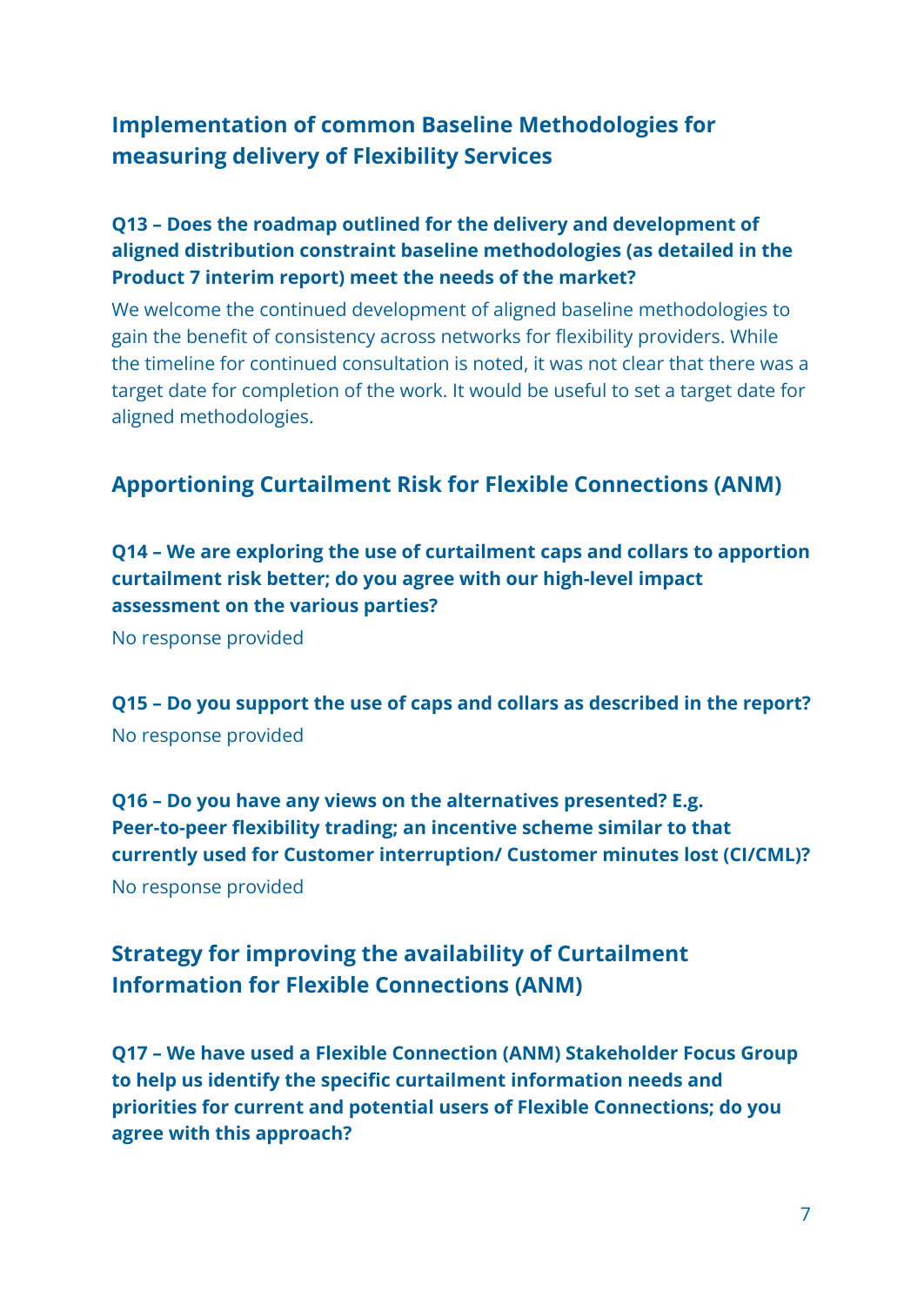## Implementation of common Baseline Methodologies for measuring delivery of Flexibility Services

**Q13 – Does the roadmap outlined for the delivery and development of aligned distribution constraint baseline methodologies (as detailed in the Product 7 interim report) meet the needs of the market?**

We welcome the continued development of aligned baseline methodologies to gain the benefit of consistency across networks for flexibility providers. While the timeline for continued consultation is noted, it was not clear that there was a target date for completion of the work. It would be useful to set a target date for aligned methodologies.

## Apportioning Curtailment Risk for Flexible Connections (ANM)

**Q14 – We are exploring the use of curtailment caps and collars to apportion curtailment risk better; do you agree with our high-level impact assessment on the various parties?**

No response provided

**Q15 – Do you support the use of caps and collars as described in the report?**

No response provided

**Q16 – Do you have any views on the alternatives presented? E.g. Peer-to-peer flexibility trading; an incentive scheme similar to that currently used for Customer interruption/ Customer minutes lost (CI/CML)?**

No response provided

## Strategy for improving the availability of Curtailment Information for Flexible Connections (ANM)

**Q17 – We have used a Flexible Connection (ANM) Stakeholder Focus Group to help us identify the specific curtailment information needs and priorities for current and potential users of Flexible Connections; do you agree with this approach?**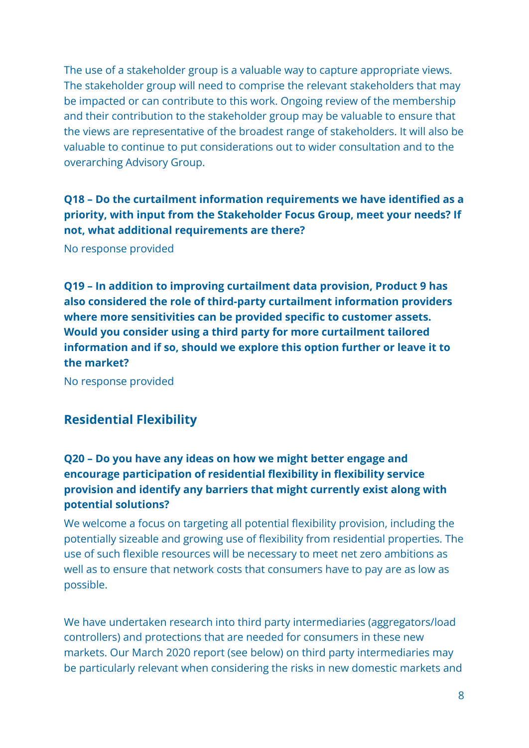The use of a stakeholder group is a valuable way to capture appropriate views. The stakeholder group will need to comprise the relevant stakeholders that may be impacted or can contribute to this work. Ongoing review of the membership and their contribution to the stakeholder group may be valuable to ensure that the views are representative of the broadest range of stakeholders. It will also be valuable to continue to put considerations out to wider consultation and to the overarching Advisory Group.

**Q18 – Do the curtailment information requirements we have identified as a priority, with input from the Stakeholder Focus Group, meet your needs? If not, what additional requirements are there?**

No response provided

**Q19 – In addition to improving curtailment data provision, Product 9 has also considered the role of third-party curtailment information providers where more sensitivities can be provided specific to customer assets. Would you consider using a third party for more curtailment tailored information and if so, should we explore this option further or leave it to the market?**

No response provided

## Residential Flexibility

**Q20 – Do you have any ideas on how we might better engage and encourage participation of residential flexibility in flexibility service provision and identify any barriers that might currently exist along with potential solutions?**

We welcome a focus on targeting all potential flexibility provision, including the potentially sizeable and growing use of flexibility from residential properties. The use of such flexible resources will be necessary to meet net zero ambitions as well as to ensure that network costs that consumers have to pay are as low as possible.

We have undertaken research into third party intermediaries (aggregators/load controllers) and protections that are needed for consumers in these new markets. Our March 2020 report (see below) on third party intermediaries may be particularly relevant when considering the risks in new domestic markets and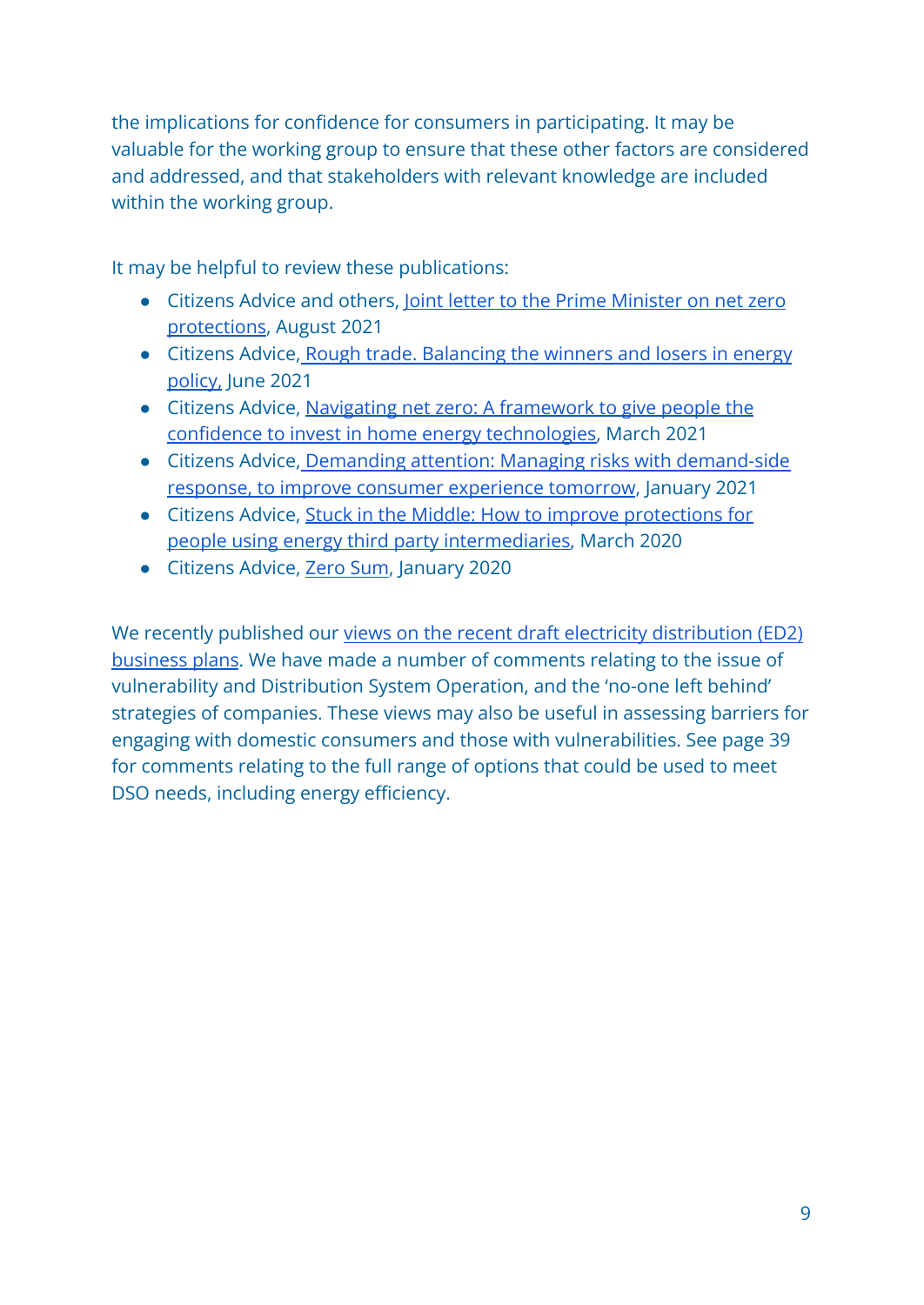the implications for confidence for consumers in participating. It may be valuable for the working group to ensure that these other factors are considered and addressed, and that stakeholders with relevant knowledge are included within the working group.

It may be helpful to review these publications:

- Citizens Advice and others, Joint letter to the Prime Minister on net zero protections, August 2021
- Citizens Advice, Rough trade. Balancing the winners and losers in energy policy, June 2021
- Citizens Advice, Navigating net zero: A framework to give people the confidence to invest in home energy technologies, March 2021
- Citizens Advice, Demanding attention: Managing risks with demand-side response, to improve consumer experience tomorrow, January 2021
- Citizens Advice, Stuck in the Middle: How to improve protections for people using energy third party intermediaries, March 2020
- Citizens Advice, Zero Sum, January 2020

We recently published our views on the recent draft electricity distribution (ED2) business plans. We have made a number of comments relating to the issue of vulnerability and Distribution System Operation, and the 'no-one left behind' strategies of companies. These views may also be useful in assessing barriers for engaging with domestic consumers and those with vulnerabilities. See page 39 for comments relating to the full range of options that could be used to meet DSO needs, including energy efficiency.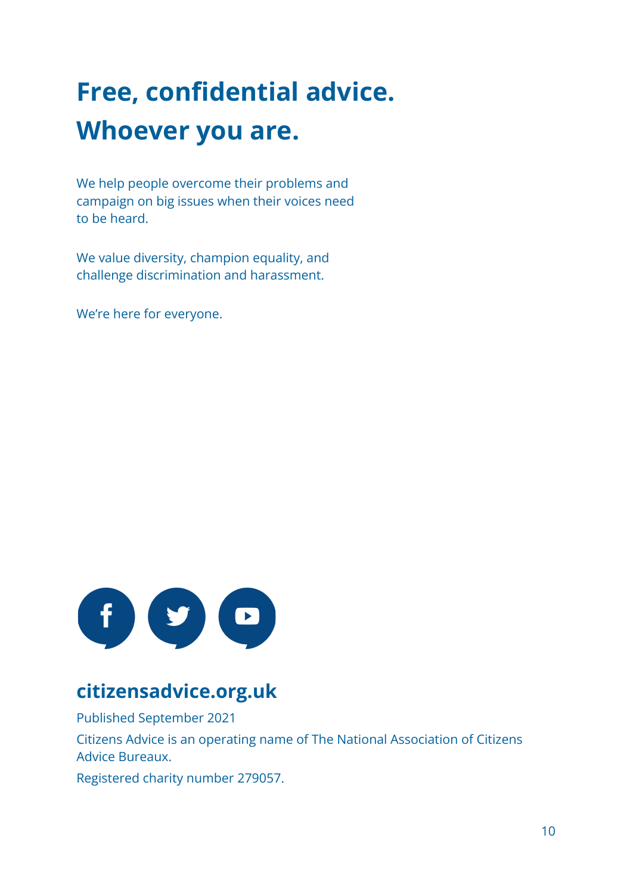# Free, confidential advice. Whoever you are.

We help people overcome their problems and campaign on big issues when their voices need to be heard.

We value diversity, champion equality, and challenge discrimination and harassment.

We're here for everyone.

## citizensadvice.org.uk

Published September 2021

Citizens Advice is an operating name of The National Association of Citizens Advice Bureaux.

Registered charity number 279057.